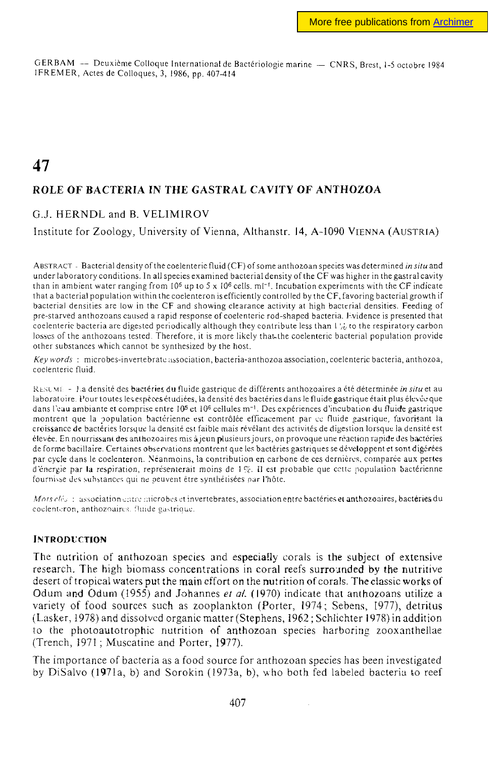GERBAM — Deuxième Colloque International de Bactériologie marine — CNRS, Brest, 1-5 octobre 1984
IFREMER, Actes de Colloques, 3, 1986, pp. 407-414

# 47

## ROLE OF BACTERIA IN THE GASTRAL CAVITY OF ANTHOZOA

G.J. HERNDL and B. VELIMIROV

Institute for Zoology, University of Vienna, Althanstr. 14, A-1090 VIENNA (AUSTRIA)

ABSTRACT - Bacterial density of the coelenteric fluid (CF) of some anthozoan species was determined *in situ* and under laboratory conditions. In all species examined bacterial density of the CF was higher in the gastral cavity than in ambient water ranging from $10^5$ up to $5 \times 10^6$ cells. $ml^{-1}$. Incubation experiments with the CF indicate that a bacterial population within the coelenteron is efficiently controlled by the CF, favoring bacterial growth if bacterial densities are low in the CF and showing clearance activity at high bacterial densities. Feeding of pre-starved anthozoans caused a rapid response of coelenteric rod-shaped bacteria. Evidence is presented that coelenteric bacteria are digested periodically although they contribute less than 1 % to the respiratory carbon losses of the anthozoans tested. Therefore, it is more likely that the coelenteric bacterial population provide other substances which cannot be synthesized by the host.

*Key words* : microbes-invertebrate association, bacteria-anthozoa association, coelenteric bacteria, anthozoa, coelenteric fluid.

RÉSUMÉ - La densité des bactéries du fluide gastrique de différents anthozoaires a été déterminée *in situ* et au laboratoire. Pour toutes les espèces étudiées, la densité des bactéries dans le fluide gastrique était plus élevée que dans l'eau ambiante et comprise entre $10^5$ et $10^6$ cellules $m^{-1}$. Des expériences d'incubation du fluide gastrique montrent que la population bactérienne est contrôlée efficacement par ce fluide gastrique, favorisant la croissance de bactéries lorsque la densité est faible mais révélant des activités de digestion lorsque la densité est élevée. En nourrissant des anthozoaires mis à jeun plusieurs jours, on provoque une réaction rapide des bactéries de forme bacillaire. Certaines observations montrent que les bactéries gastriques se développent et sont digérées par cycle dans le coelenteron. Néanmoins, la contribution en carbone de ces dernières, comparée aux pertes d'énergie par la respiration, représenterait moins de 1 %. Il est probable que cette population bactérienne fournisse des substances qui ne peuvent être synthétisées par l'hôte.

*Mots clés* : association entre microbes et invertebrates, association entre bactéries et anthozoaires, bactéries du coelenteron, anthozoaires, fluide gastrique.

### INTRODUCTION

The nutrition of anthozoan species and especially corals is the subject of extensive research. The high biomass concentrations in coral reefs surrounded by the nutritive desert of tropical waters put the main effort on the nutrition of corals. The classic works of Odum and Odum (1955) and Johannes *et al.* (1970) indicate that anthozoans utilize a variety of food sources such as zooplankton (Porter, 1974; Sebens, 1977), detritus (Lasker, 1978) and dissolved organic matter (Stephens, 1962; Schlichter 1978) in addition to the photoautotrophic nutrition of anthozoan species harboring zooxanthellae (Trench, 1971; Muscatine and Porter, 1977).

The importance of bacteria as a food source for anthozoan species has been investigated by DiSalvo (1971a, b) and Sorokin (1973a, b), who both fed labeled bacteria to reef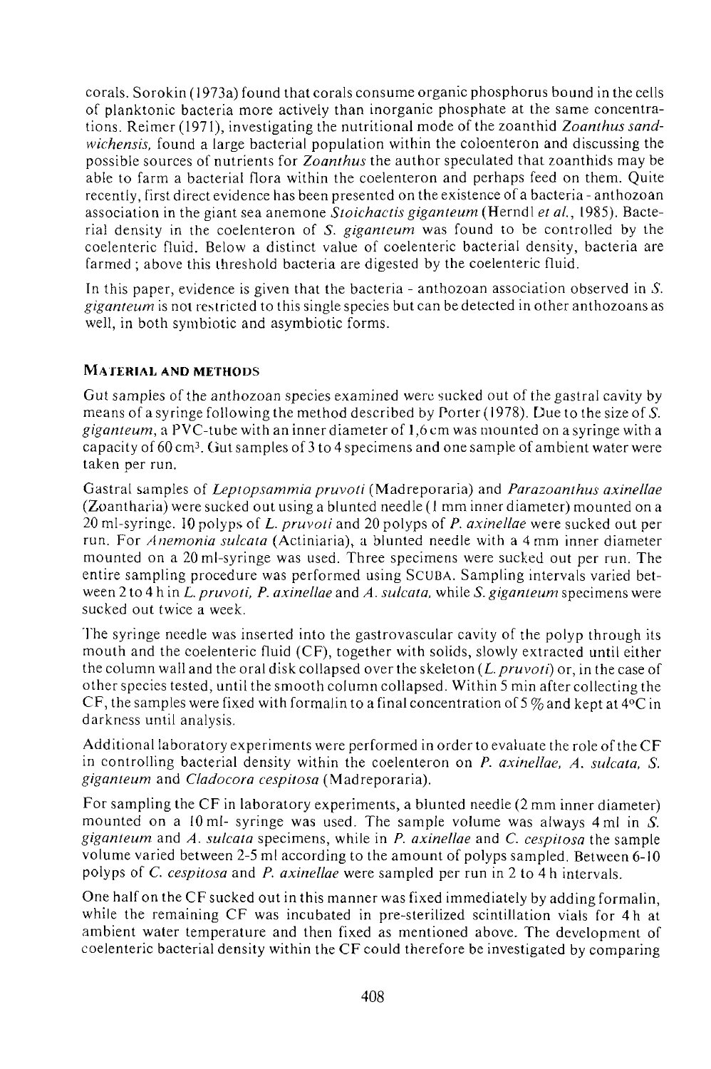corals. Sorokin (1973a) found that corals consume organic phosphorus bound in the cells of planktonic bacteria more actively than inorganic phosphate at the same concentrations. Reimer (1971), investigating the nutritional mode of the zoanthid *Zoanthus sandwichensis*, found a large bacterial population within the coloenteron and discussing the possible sources of nutrients for *Zoanthus* the author speculated that zoanthids may be able to farm a bacterial flora within the coelenteron and perhaps feed on them. Quite recently, first direct evidence has been presented on the existence of a bacteria - anthozoan association in the giant sea anemone *Stoichactis giganteum* (Herndl *et al.*, 1985). Bacterial density in the coelenteron of *S. giganteum* was found to be controlled by the coelenteric fluid. Below a distinct value of coelenteric bacterial density, bacteria are farmed ; above this threshold bacteria are digested by the coelenteric fluid.

In this paper, evidence is given that the bacteria - anthozoan association observed in *S. giganteum* is not restricted to this single species but can be detected in other anthozoans as well, in both symbiotic and asymbiotic forms.

## Material and methods

Gut samples of the anthozoan species examined were sucked out of the gastral cavity by means of a syringe following the method described by Porter (1978). Due to the size of *S. giganteum*, a PVC-tube with an inner diameter of 1,6 cm was mounted on a syringe with a capacity of 60 cm$^3$. Gut samples of 3 to 4 specimens and one sample of ambient water were taken per run.

Gastral samples of *Leptopsammia pruvoti* (Madreporaria) and *Parazoanthus axinellae* (Zoantharia) were sucked out using a blunted needle (1 mm inner diameter) mounted on a 20 ml-syringe. 10 polyps of *L. pruvoti* and 20 polyps of *P. axinellae* were sucked out per run. For *Anemonia sulcata* (Actiniaria), a blunted needle with a 4 mm inner diameter mounted on a 20 ml-syringe was used. Three specimens were sucked out per run. The entire sampling procedure was performed using SCUBA. Sampling intervals varied between 2 to 4 h in *L. pruvoti, P. axinellae* and *A. sulcata*, while *S. giganteum* specimens were sucked out twice a week.

The syringe needle was inserted into the gastrovascular cavity of the polyp through its mouth and the coelenteric fluid (CF), together with solids, slowly extracted until either the column wall and the oral disk collapsed over the skeleton (*L. pruvoti*) or, in the case of other species tested, until the smooth column collapsed. Within 5 min after collecting the CF, the samples were fixed with formalin to a final concentration of 5 % and kept at 4°C in darkness until analysis.

Additional laboratory experiments were performed in order to evaluate the role of the CF in controlling bacterial density within the coelenteron on *P. axinellae, A. sulcata, S. giganteum* and *Cladocora cespitosa* (Madreporaria).

For sampling the CF in laboratory experiments, a blunted needle (2 mm inner diameter) mounted on a 10 ml- syringe was used. The sample volume was always 4 ml in *S. giganteum* and *A. sulcata* specimens, while in *P. axinellae* and *C. cespitosa* the sample volume varied between 2-5 ml according to the amount of polyps sampled. Between 6-10 polyps of *C. cespitosa* and *P. axinellae* were sampled per run in 2 to 4 h intervals.

One half on the CF sucked out in this manner was fixed immediately by adding formalin, while the remaining CF was incubated in pre-sterilized scintillation vials for 4 h at ambient water temperature and then fixed as mentioned above. The development of coelenteric bacterial density within the CF could therefore be investigated by comparing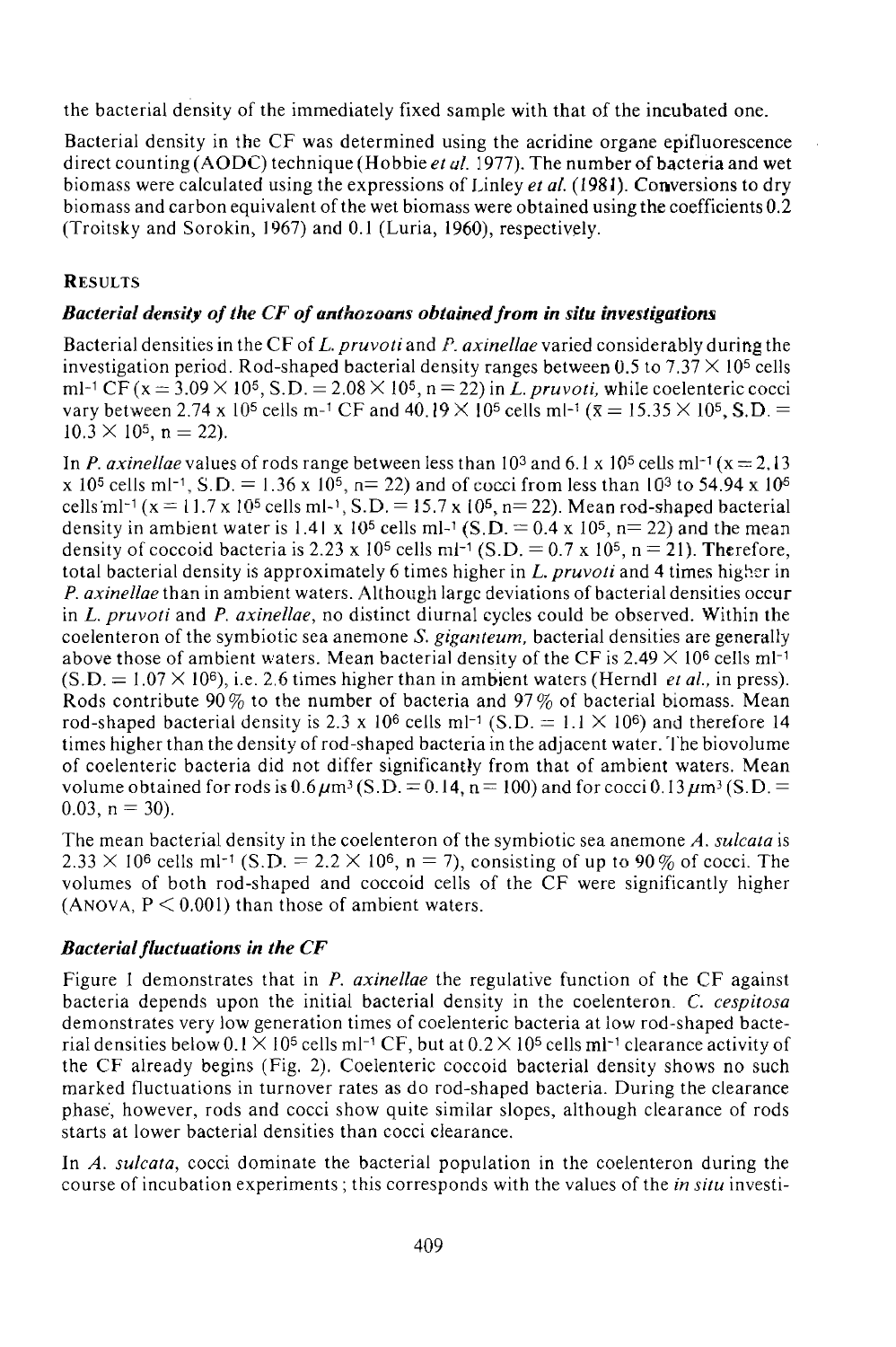the bacterial density of the immediately fixed sample with that of the incubated one.

Bacterial density in the CF was determined using the acridine organe epifluorescence direct counting (AODC) technique (Hobbie *et al.* 1977). The number of bacteria and wet biomass were calculated using the expressions of Linley *et al.* (1981). Conversions to dry biomass and carbon equivalent of the wet biomass were obtained using the coefficients 0.2 (Troitsky and Sorokin, 1967) and 0.1 (Luria, 1960), respectively.

## RESULTS

### *Bacterial density of the CF of anthozoans obtained from in situ investigations*

Bacterial densities in the CF of *L. pruvoti* and *P. axinellae* varied considerably during the investigation period. Rod-shaped bacterial density ranges between 0.5 to $7.37 \times 10^5$ cells ml$^{-1}$ CF ($x = 3.09 \times 10^5$, S.D. $= 2.08 \times 10^5$, n = 22) in *L. pruvoti*, while coelenteric cocci vary between $2.74 \times 10^5$ cells m$^{-1}$ CF and $40.19 \times 10^5$ cells ml$^{-1}$ ($\bar{x} = 15.35 \times 10^5$, S.D. $= 10.3 \times 10^5$, n = 22).

In *P. axinellae* values of rods range between less than $10^3$ and $6.1 \times 10^5$ cells ml$^{-1}$ ($x = 2.13 \times 10^5$ cells ml$^{-1}$, S.D. $= 1.36 \times 10^5$, n= 22) and of cocci from less than $10^3$ to $54.94 \times 10^5$ cells ml$^{-1}$ ($x = 11.7 \times 10^5$ cells ml$^{-1}$, S.D. $= 15.7 \times 10^5$, n= 22). Mean rod-shaped bacterial density in ambient water is $1.41 \times 10^5$ cells ml$^{-1}$ (S.D. $= 0.4 \times 10^5$, n= 22) and the mean density of coccoid bacteria is $2.23 \times 10^5$ cells ml$^{-1}$ (S.D. $= 0.7 \times 10^5$, n = 21). Therefore, total bacterial density is approximately 6 times higher in *L. pruvoti* and 4 times higher in *P. axinellae* than in ambient waters. Although large deviations of bacterial densities occur in *L. pruvoti* and *P. axinellae*, no distinct diurnal cycles could be observed. Within the coelenteron of the symbiotic sea anemone *S. giganteum*, bacterial densities are generally above those of ambient waters. Mean bacterial density of the CF is $2.49 \times 10^6$ cells ml$^{-1}$ (S.D. $= 1.07 \times 10^6$), i.e. 2.6 times higher than in ambient waters (Herndl *et al.*, in press). Rods contribute 90% to the number of bacteria and 97% of bacterial biomass. Mean rod-shaped bacterial density is $2.3 \times 10^6$ cells ml$^{-1}$ (S.D. $= 1.1 \times 10^6$) and therefore 14 times higher than the density of rod-shaped bacteria in the adjacent water. The biovolume of coelenteric bacteria did not differ significantly from that of ambient waters. Mean volume obtained for rods is 0.6 $\mu$m$^3$ (S.D. = 0.14, n = 100) and for cocci 0.13 $\mu$m$^3$ (S.D. = 0.03, n = 30).

The mean bacterial density in the coelenteron of the symbiotic sea anemone *A. sulcata* is $2.33 \times 10^6$ cells ml$^{-1}$ (S.D. $= 2.2 \times 10^6$, n = 7), consisting of up to 90% of cocci. The volumes of both rod-shaped and coccoid cells of the CF were significantly higher (ANOVA, $P < 0.001$) than those of ambient waters.

### *Bacterial fluctuations in the CF*

Figure 1 demonstrates that in *P. axinellae* the regulative function of the CF against bacteria depends upon the initial bacterial density in the coelenteron. *C. cespitosa* demonstrates very low generation times of coelenteric bacteria at low rod-shaped bacterial densities below $0.1 \times 10^5$ cells ml$^{-1}$ CF, but at $0.2 \times 10^5$ cells ml$^{-1}$ clearance activity of the CF already begins (Fig. 2). Coelenteric coccoid bacterial density shows no such marked fluctuations in turnover rates as do rod-shaped bacteria. During the clearance phase, however, rods and cocci show quite similar slopes, although clearance of rods starts at lower bacterial densities than cocci clearance.

In *A. sulcata*, cocci dominate the bacterial population in the coelenteron during the course of incubation experiments; this corresponds with the values of the *in situ* investi-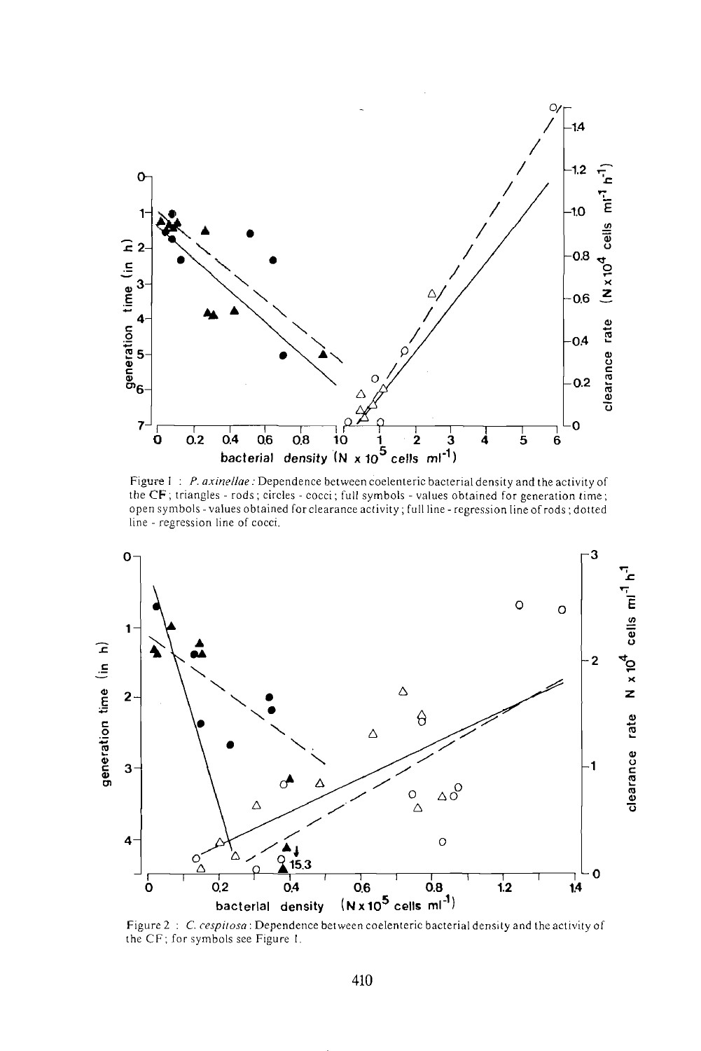Figure 1 : *P. axinellae* : Dependence between coelenteric bacterial density and the activity of the CF ; triangles - rods ; circles - cocci ; full symbols - values obtained for generation time ; open symbols - values obtained for clearance activity ; full line - regression line of rods ; dotted line - regression line of cocci.

Figure 2 : *C. cespitosa* : Dependence between coelenteric bacterial density and the activity of the CF ; for symbols see Figure 1.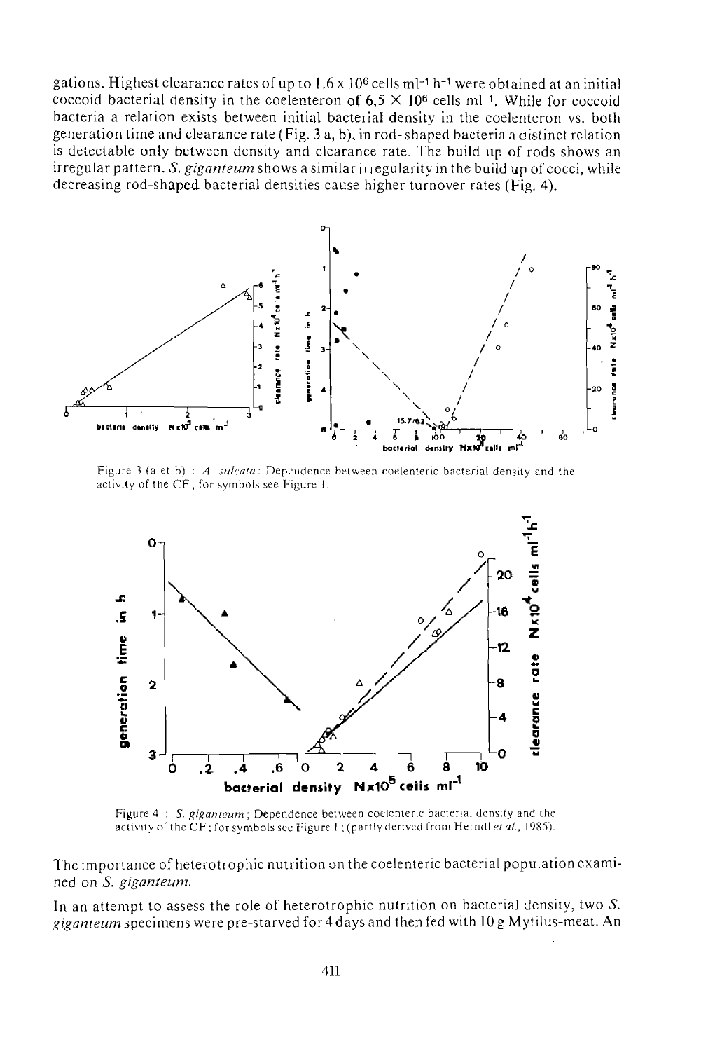gations. Highest clearance rates of up to $1.6 \times 10^6$ cells $ml^{-1}$ $h^{-1}$ were obtained at an initial coccoid bacterial density in the coelenteron of $6.5 \times 10^6$ cells $ml^{-1}$. While for coccoid bacteria a relation exists between initial bacterial density in the coelenteron vs. both generation time and clearance rate (Fig. 3 a, b), in rod-shaped bacteria a distinct relation is detectable only between density and clearance rate. The build up of rods shows an irregular pattern. *S. giganteum* shows a similar irregularity in the build up of cocci, while decreasing rod-shaped bacterial densities cause higher turnover rates (Fig. 4).

Figure 3 (a et b) : *A. sulcata*: Dependence between coelenteric bacterial density and the activity of the CF; for symbols see Figure 1.

Figure 4 : *S. giganteum*; Dependence between coelenteric bacterial density and the activity of the CF; for symbols see Figure 1; (partly derived from Herndl *et al.*, 1985).

The importance of heterotrophic nutrition on the coelenteric bacterial population examined on *S. giganteum*.

In an attempt to assess the role of heterotrophic nutrition on bacterial density, two *S. giganteum* specimens were pre-starved for 4 days and then fed with 10 g Mytilus-meat. An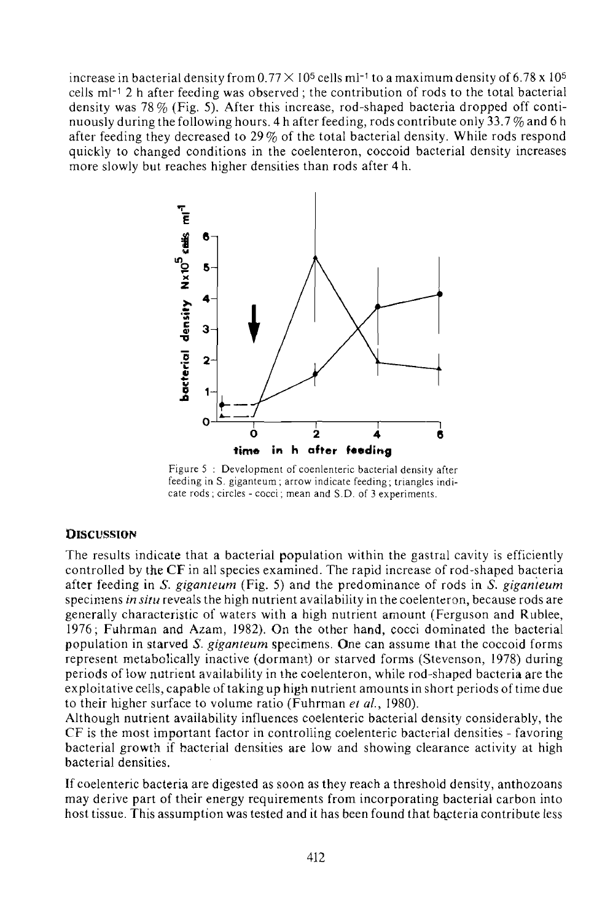increase in bacterial density from $0.77 \times 10^5$ cells $ml^{-1}$ to a maximum density of $6.78 \times 10^5$ cells $ml^{-1}$ 2 h after feeding was observed; the contribution of rods to the total bacterial density was 78 % (Fig. 5). After this increase, rod-shaped bacteria dropped off continuously during the following hours. 4 h after feeding, rods contribute only 33.7 % and 6 h after feeding they decreased to 29 % of the total bacterial density. While rods respond quickly to changed conditions in the coelenteron, coccoid bacterial density increases more slowly but reaches higher densities than rods after 4 h.

Figure 5 : Development of coenlenteric bacterial density after feeding in S. giganteum; arrow indicate feeding; triangles indicate rods; circles - cocci; mean and S.D. of 3 experiments.

## DISCUSSION

The results indicate that a bacterial population within the gastral cavity is efficiently controlled by the CF in all species examined. The rapid increase of rod-shaped bacteria after feeding in *S. giganteum* (Fig. 5) and the predominance of rods in *S. giganteum* specimens *in situ* reveals the high nutrient availability in the coelenteron, because rods are generally characteristic of waters with a high nutrient amount (Ferguson and Rublee, 1976; Fuhrman and Azam, 1982). On the other hand, cocci dominated the bacterial population in starved *S. giganteum* specimens. One can assume that the coccoid forms represent metabolically inactive (dormant) or starved forms (Stevenson, 1978) during periods of low nutrient availability in the coelenteron, while rod-shaped bacteria are the exploitative cells, capable of taking up high nutrient amounts in short periods of time due to their higher surface to volume ratio (Fuhrman *et al.*, 1980).

Although nutrient availability influences coelenteric bacterial density considerably, the CF is the most important factor in controlling coelenteric bacterial densities - favoring bacterial growth if bacterial densities are low and showing clearance activity at high bacterial densities.

If coelenteric bacteria are digested as soon as they reach a threshold density, anthozoans may derive part of their energy requirements from incorporating bacterial carbon into host tissue. This assumption was tested and it has been found that bacteria contribute less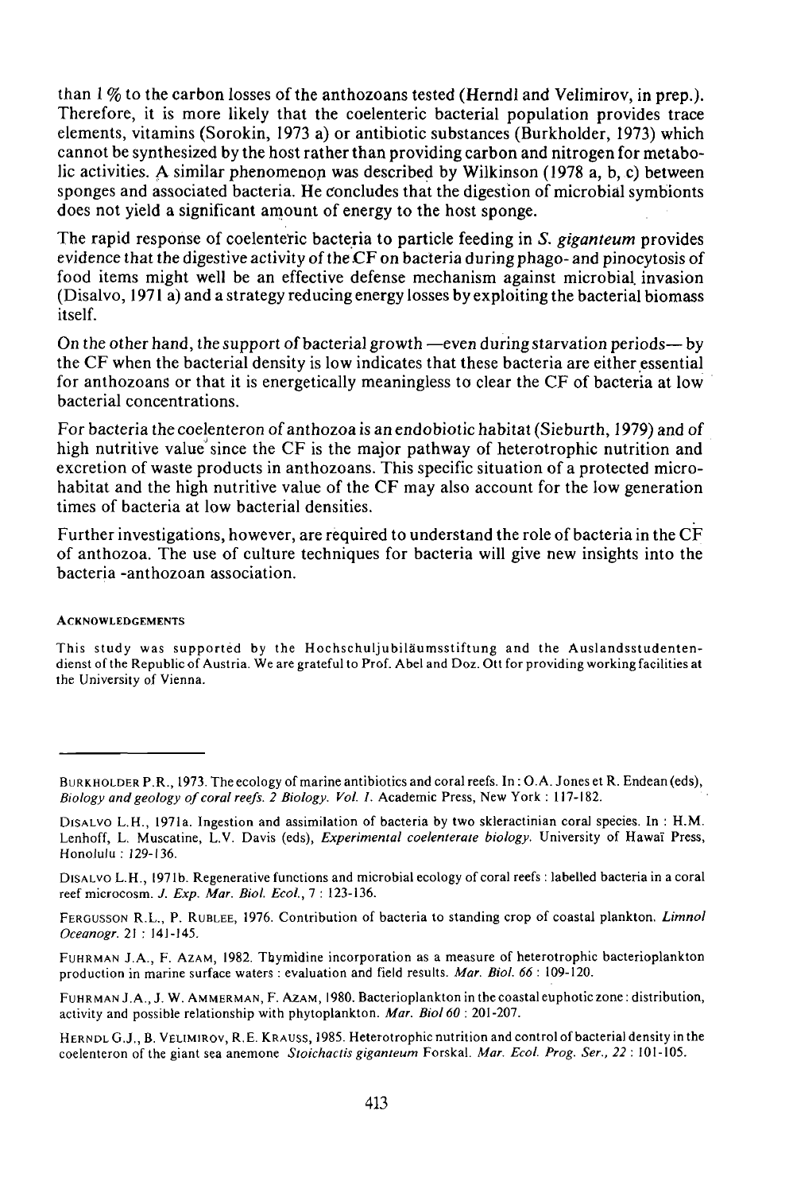than 1 % to the carbon losses of the anthozoans tested (Herndl and Velimirov, in prep.). Therefore, it is more likely that the coelenteric bacterial population provides trace elements, vitamins (Sorokin, 1973 a) or antibiotic substances (Burkholder, 1973) which cannot be synthesized by the host rather than providing carbon and nitrogen for metabolic activities. A similar phenomenon was described by Wilkinson (1978 a, b, c) between sponges and associated bacteria. He concludes that the digestion of microbial symbionts does not yield a significant amount of energy to the host sponge.

The rapid response of coelenteric bacteria to particle feeding in *S. giganteum* provides evidence that the digestive activity of the CF on bacteria during phago- and pinocytosis of food items might well be an effective defense mechanism against microbial invasion (Disalvo, 1971 a) and a strategy reducing energy losses by exploiting the bacterial biomass itself.

On the other hand, the support of bacterial growth —even during starvation periods— by the CF when the bacterial density is low indicates that these bacteria are either essential for anthozoans or that it is energetically meaningless to clear the CF of bacteria at low bacterial concentrations.

For bacteria the coelenteron of anthozoa is an endobiotic habitat (Sieburth, 1979) and of high nutritive value since the CF is the major pathway of heterotrophic nutrition and excretion of waste products in anthozoans. This specific situation of a protected microhabitat and the high nutritive value of the CF may also account for the low generation times of bacteria at low bacterial densities.

Further investigations, however, are required to understand the role of bacteria in the CF of anthozoa. The use of culture techniques for bacteria will give new insights into the bacteria -anthozoan association.

#### ACKNOWLEDGEMENTS

This study was supported by the Hochschuljubiläumsstiftung and the Auslandsstudentendienst of the Republic of Austria. We are grateful to Prof. Abel and Doz. Ott for providing working facilities at the University of Vienna.

---

BURKHOLDER P.R., 1973. The ecology of marine antibiotics and coral reefs. In : O.A. Jones et R. Endean (eds), *Biology and geology of coral reefs. 2 Biology. Vol. 1.* Academic Press, New York : 117-182.

DISALVO L.H., 1971a. Ingestion and assimilation of bacteria by two skleractinian coral species. In : H.M. Lenhoff, L. Muscatine, L.V. Davis (eds), *Experimental coelenterate biology.* University of Hawaï Press, Honolulu : 129-136.

DISALVO L.H., 1971b. Regenerative functions and microbial ecology of coral reefs : labelled bacteria in a coral reef microcosm. *J. Exp. Mar. Biol. Ecol.*, 7 : 123-136.

FERGUSSON R.L., P. RUBLEE, 1976. Contribution of bacteria to standing crop of coastal plankton. *Limnol Oceanogr.* 21 : 141-145.

FUHRMAN J.A., F. AZAM, 1982. Thymidine incorporation as a measure of heterotrophic bacterioplankton production in marine surface waters : evaluation and field results. *Mar. Biol. 66* : 109-120.

FUHRMAN J.A., J. W. AMMERMAN, F. AZAM, 1980. Bacterioplankton in the coastal euphotic zone : distribution, activity and possible relationship with phytoplankton. *Mar. Biol 60* : 201-207.

HERNDL G.J., B. VELIMIROV, R.E. KRAUSS, 1985. Heterotrophic nutrition and control of bacterial density in the coelenteron of the giant sea anemone *Stoichactis giganteum* Forskal. *Mar. Ecol. Prog. Ser.*, 22 : 101-105.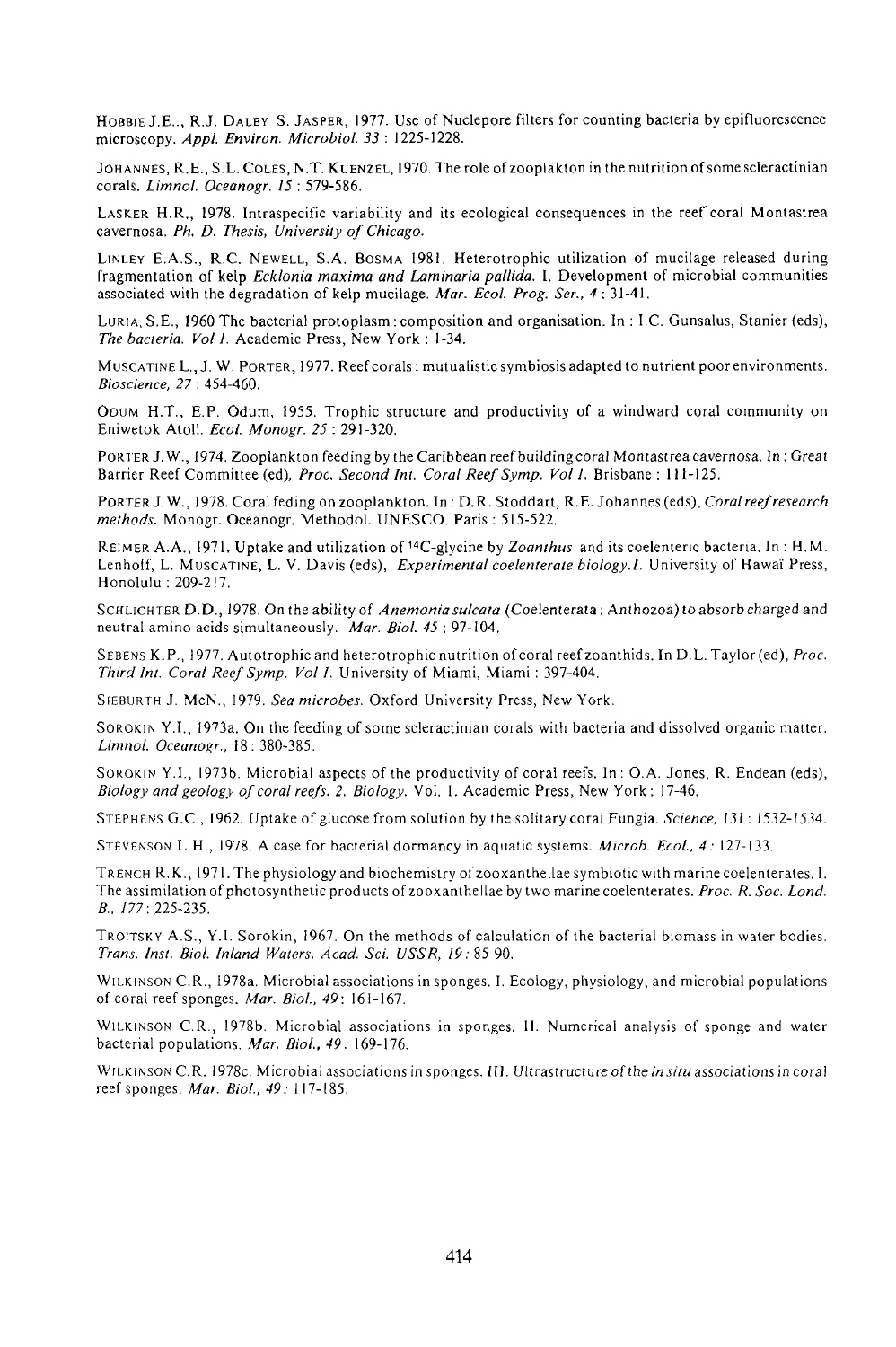HOBBIE J.E.., R.J. DALEY S. JASPER, 1977. Use of Nuclepore filters for counting bacteria by epifluorescence microscopy. *Appl. Environ. Microbiol. 33* : 1225-1228.

JOHANNES, R.E., S.L. COLES, N.T. KUENZEL, 1970. The role of zooplakton in the nutrition of some scleractinian corals. *Limnol. Oceanogr. 15* : 579-586.

LASKER H.R., 1978. Intraspecific variability and its ecological consequences in the reef coral Montastrea cavernosa. *Ph. D. Thesis, University of Chicago.*

LINLEY E.A.S., R.C. NEWELL, S.A. BOSMA 1981. Heterotrophic utilization of mucilage released during fragmentation of kelp *Ecklonia maxima and Laminaria pallida*. I. Development of microbial communities associated with the degradation of kelp mucilage. *Mar. Ecol. Prog. Ser., 4* : 31-41.

LURIA, S.E., 1960 The bacterial protoplasm : composition and organisation. In : I.C. Gunsalus, Stanier (eds), *The bacteria. Vol I.* Academic Press, New York : 1-34.

MUSCATINE L., J. W. PORTER, 1977. Reef corals : mutualistic symbiosis adapted to nutrient poor environments. *Bioscience, 27* : 454-460.

ODUM H.T., E.P. Odum, 1955. Trophic structure and productivity of a windward coral community on Eniwetok Atoll. *Ecol. Monogr. 25* : 291-320.

PORTER J.W., 1974. Zooplankton feeding by the Caribbean reef building coral Montastrea cavernosa. In : Great Barrier Reef Committee (ed), *Proc. Second Int. Coral Reef Symp. Vol I.* Brisbane : 111-125.

PORTER J.W., 1978. Coral feding on zooplankton. In : D.R. Stoddart, R.E. Johannes (eds), *Coral reef research methods.* Monogr. Oceanogr. Methodol. UNESCO. Paris : 515-522.

REIMER A.A., 1971. Uptake and utilization of $^{14}$C-glycine by *Zoanthus* and its coelenteric bacteria. In : H.M. Lenhoff, L. MUSCATINE, L. V. Davis (eds), *Experimental coelenterate biology.I.* University of Hawaï Press, Honolulu : 209-217.

SCHLICHTER D.D., 1978. On the ability of *Anemonia sulcata* (Coelenterata : Anthozoa) to absorb charged and neutral amino acids simultaneously. *Mar. Biol. 45* : 97-104.

SEBENS K.P., 1977. Autotrophic and heterotrophic nutrition of coral reef zoanthids. In D.L. Taylor (ed), *Proc. Third Int. Coral Reef Symp. Vol I.* University of Miami, Miami : 397-404.

SIEBURTH J. McN., 1979. *Sea microbes.* Oxford University Press, New York.

SOROKIN Y.I., 1973a. On the feeding of some scleractinian corals with bacteria and dissolved organic matter. *Limnol. Oceanogr., 18* : 380-385.

SOROKIN Y.I., 1973b. Microbial aspects of the productivity of coral reefs. In : O.A. Jones, R. Endean (eds), *Biology and geology of coral reefs. 2. Biology.* Vol. I. Academic Press, New York : 17-46.

STEPHENS G.C., 1962. Uptake of glucose from solution by the solitary coral Fungia. *Science, 131* : 1532-1534.

STEVENSON L.H., 1978. A case for bacterial dormancy in aquatic systems. *Microb. Ecol., 4* : 127-133.

TRENCH R.K., 1971. The physiology and biochemistry of zooxanthellae symbiotic with marine coelenterates. I. The assimilation of photosynthetic products of zooxanthellae by two marine coelenterates. *Proc. R. Soc. Lond. B., 177* : 225-235.

TROITSKY A.S., Y.I. Sorokin, 1967. On the methods of calculation of the bacterial biomass in water bodies. *Trans. Inst. Biol. Inland Waters. Acad. Sci. USSR, 19* : 85-90.

WILKINSON C.R., 1978a. Microbial associations in sponges. I. Ecology, physiology, and microbial populations of coral reef sponges. *Mar. Biol., 49* : 161-167.

WILKINSON C.R., 1978b. Microbial associations in sponges. II. Numerical analysis of sponge and water bacterial populations. *Mar. Biol., 49* : 169-176.

WILKINSON C.R. 1978c. Microbial associations in sponges. III. Ultrastructure of the *in situ* associations in coral reef sponges. *Mar. Biol., 49* : 117-185.